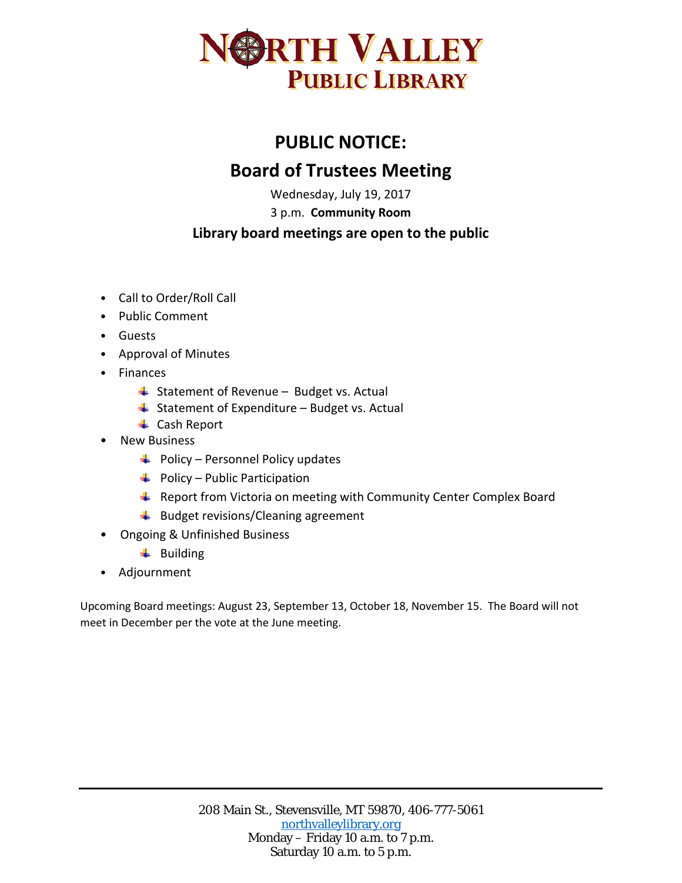# NORTH VALLEY PUBLIC LIBRARY

## PUBLIC NOTICE:

## Board of Trustees Meeting

Wednesday, July 19, 2017

3 p.m. **Community Room**

**Library board meetings are open to the public**

- Call to Order/Roll Call
- Public Comment
- Guests
- Approval of Minutes
- Finances
  - Statement of Revenue – Budget vs. Actual
  - Statement of Expenditure – Budget vs. Actual
  - Cash Report
- New Business
  - Policy – Personnel Policy updates
  - Policy – Public Participation
  - Report from Victoria on meeting with Community Center Complex Board
  - Budget revisions/Cleaning agreement
- Ongoing & Unfinished Business
  - Building
- Adjournment

Upcoming Board meetings: August 23, September 13, October 18, November 15. The Board will not meet in December per the vote at the June meeting.

208 Main St., Stevensville, MT 59870, 406-777-5061
northvalleylibrary.org
Monday – Friday 10 a.m. to 7 p.m.
Saturday 10 a.m. to 5 p.m.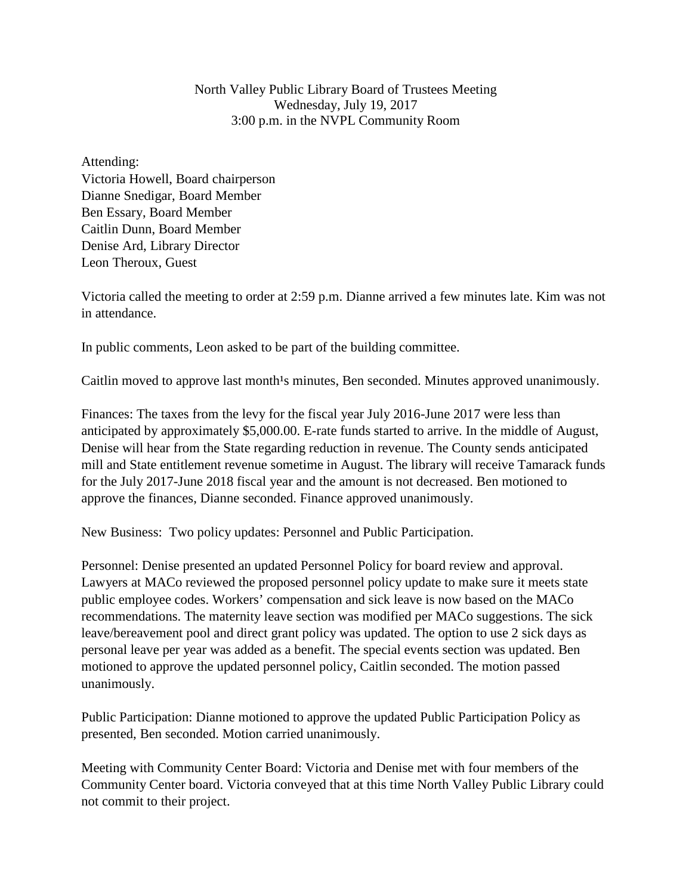North Valley Public Library Board of Trustees Meeting
Wednesday, July 19, 2017
3:00 p.m. in the NVPL Community Room

Attending:
Victoria Howell, Board chairperson
Dianne Snedigar, Board Member
Ben Essary, Board Member
Caitlin Dunn, Board Member
Denise Ard, Library Director
Leon Theroux, Guest

Victoria called the meeting to order at 2:59 p.m. Dianne arrived a few minutes late. Kim was not in attendance.

In public comments, Leon asked to be part of the building committee.

Caitlin moved to approve last month¹s minutes, Ben seconded. Minutes approved unanimously.

Finances: The taxes from the levy for the fiscal year July 2016-June 2017 were less than anticipated by approximately \$5,000.00. E-rate funds started to arrive. In the middle of August, Denise will hear from the State regarding reduction in revenue. The County sends anticipated mill and State entitlement revenue sometime in August. The library will receive Tamarack funds for the July 2017-June 2018 fiscal year and the amount is not decreased. Ben motioned to approve the finances, Dianne seconded. Finance approved unanimously.

New Business: Two policy updates: Personnel and Public Participation.

Personnel: Denise presented an updated Personnel Policy for board review and approval. Lawyers at MACo reviewed the proposed personnel policy update to make sure it meets state public employee codes. Workers' compensation and sick leave is now based on the MACo recommendations. The maternity leave section was modified per MACo suggestions. The sick leave/bereavement pool and direct grant policy was updated. The option to use 2 sick days as personal leave per year was added as a benefit. The special events section was updated. Ben motioned to approve the updated personnel policy, Caitlin seconded. The motion passed unanimously.

Public Participation: Dianne motioned to approve the updated Public Participation Policy as presented, Ben seconded. Motion carried unanimously.

Meeting with Community Center Board: Victoria and Denise met with four members of the Community Center board. Victoria conveyed that at this time North Valley Public Library could not commit to their project.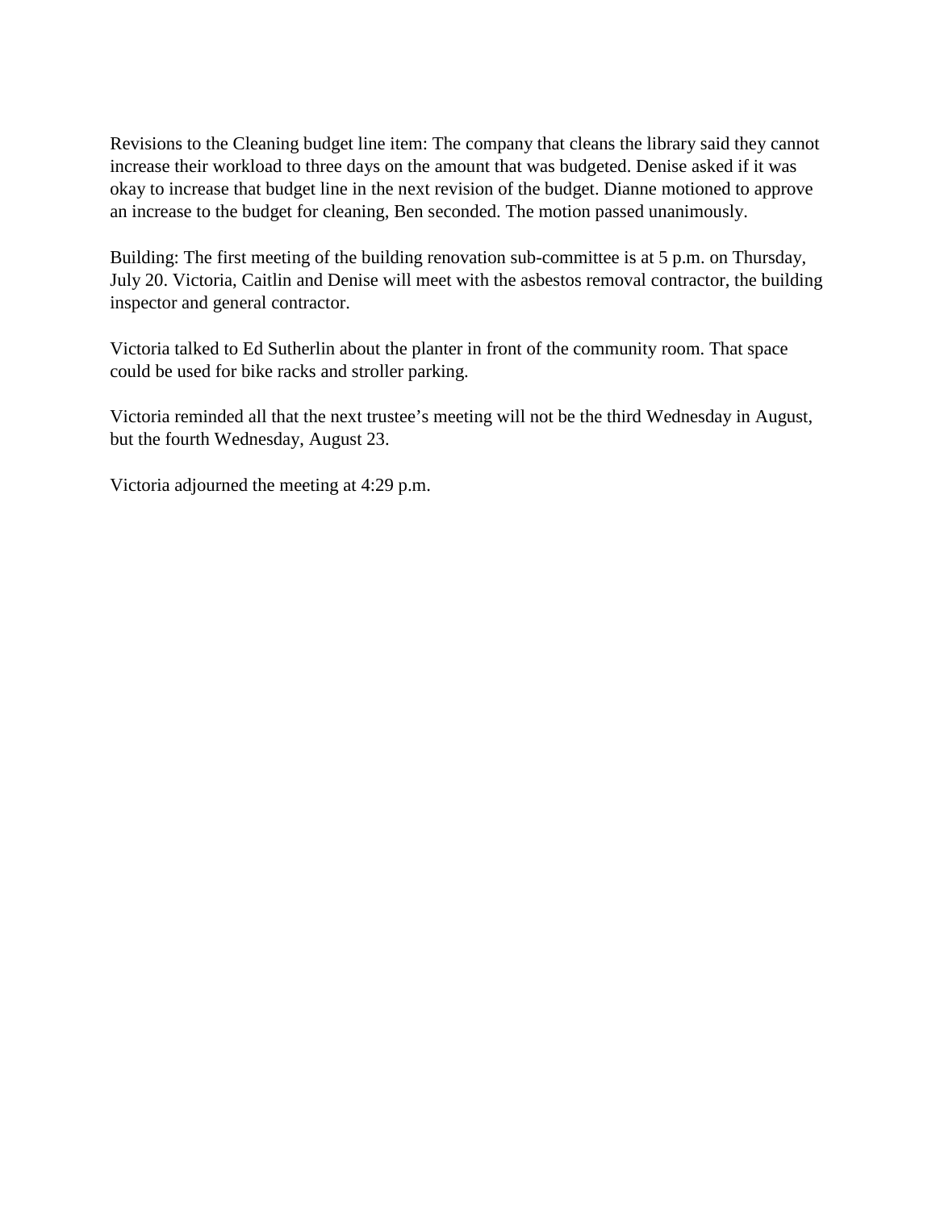Revisions to the Cleaning budget line item: The company that cleans the library said they cannot increase their workload to three days on the amount that was budgeted. Denise asked if it was okay to increase that budget line in the next revision of the budget. Dianne motioned to approve an increase to the budget for cleaning, Ben seconded. The motion passed unanimously.

Building: The first meeting of the building renovation sub-committee is at 5 p.m. on Thursday, July 20. Victoria, Caitlin and Denise will meet with the asbestos removal contractor, the building inspector and general contractor.

Victoria talked to Ed Sutherlin about the planter in front of the community room. That space could be used for bike racks and stroller parking.

Victoria reminded all that the next trustee's meeting will not be the third Wednesday in August, but the fourth Wednesday, August 23.

Victoria adjourned the meeting at 4:29 p.m.